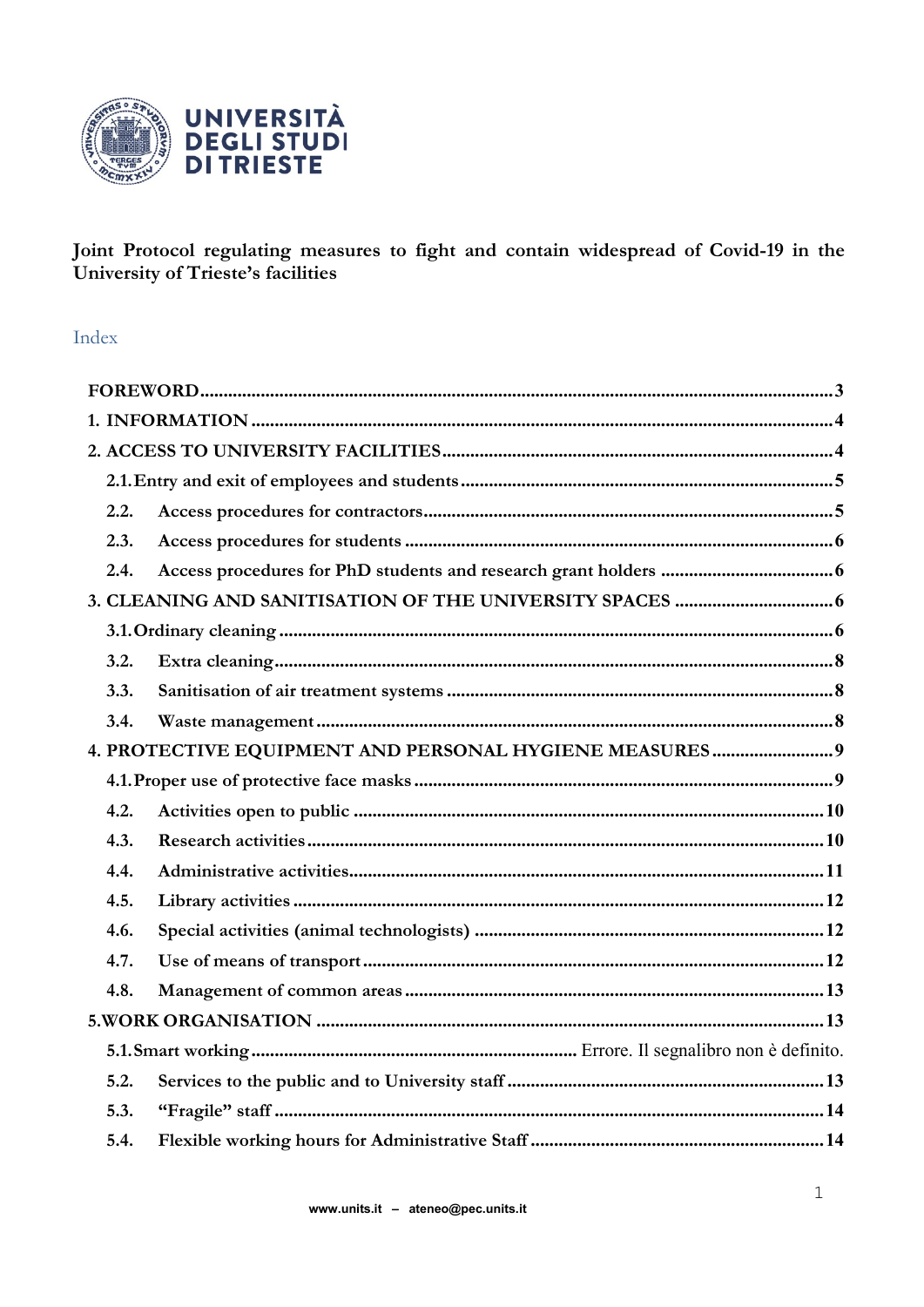**UNIVERSITÀ DEGLI STUDI DI TRIESTE**

**Joint Protocol regulating measures to fight and contain widespread of Covid-19 in the University of Trieste's facilities**

Index

**FOREWORD** .......... 3

**1. INFORMATION** .......... 4

**2. ACCESS TO UNIVERSITY FACILITIES** .......... 4

- 2.1. Entry and exit of employees and students .......... 5
- 2.2. Access procedures for contractors .......... 5
- 2.3. Access procedures for students .......... 6
- 2.4. Access procedures for PhD students and research grant holders .......... 6

**3. CLEANING AND SANITISATION OF THE UNIVERSITY SPACES** .......... 6

- 3.1. Ordinary cleaning .......... 6
- 3.2. Extra cleaning .......... 8
- 3.3. Sanitisation of air treatment systems .......... 8
- 3.4. Waste management .......... 8

**4. PROTECTIVE EQUIPMENT AND PERSONAL HYGIENE MEASURES** .......... 9

- 4.1. Proper use of protective face masks .......... 9
- 4.2. Activities open to public .......... 10
- 4.3. Research activities .......... 10
- 4.4. Administrative activities .......... 11
- 4.5. Library activities .......... 12
- 4.6. Special activities (animal technologists) .......... 12
- 4.7. Use of means of transport .......... 12
- 4.8. Management of common areas .......... 13

**5. WORK ORGANISATION** .......... 13

- 5.1. Smart working .......... Errore. Il segnalibro non è definito.
- 5.2. Services to the public and to University staff .......... 13
- 5.3. "Fragile" staff .......... 14
- 5.4. Flexible working hours for Administrative Staff .......... 14

www.units.it – ateneo@pec.units.it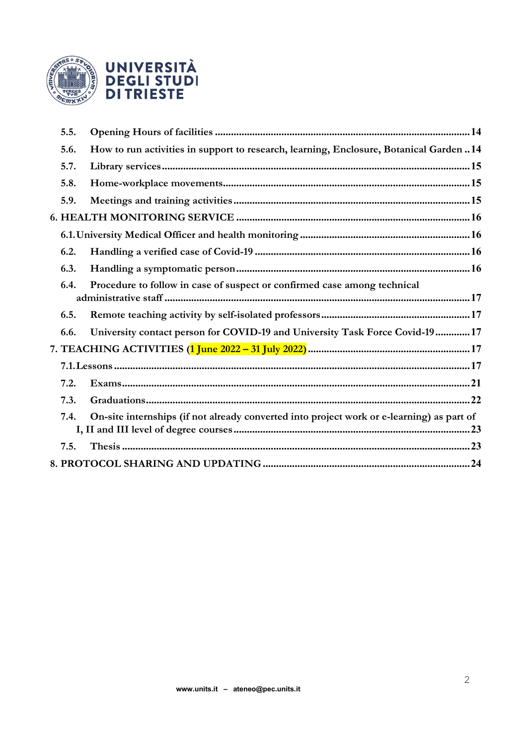5.5. Opening Hours of facilities ..................................................................................... 14

5.6. How to run activities in support to research, learning, Enclosure, Botanical Garden .. 14

5.7. Library services ........................................................................................................ 15

5.8. Home-workplace movements ...................................................................................... 15

5.9. Meetings and training activities .................................................................................. 15

6. HEALTH MONITORING SERVICE ................................................................................. 16

6.1. University Medical Officer and health monitoring ......................................................... 16

6.2. Handling a verified case of Covid-19 ........................................................................... 16

6.3. Handling a symptomatic person ................................................................................... 16

6.4. Procedure to follow in case of suspect or confirmed case among technical administrative staff ........................................................................................................ 17

6.5. Remote teaching activity by self-isolated professors ..................................................... 17

6.6. University contact person for COVID-19 and University Task Force Covid-19 ............. 17

7. TEACHING ACTIVITIES (1 June 2022 – 31 July 2022) ................................................... 17

7.1. Lessons ...................................................................................................................... 17

7.2. Exams ........................................................................................................................ 21

7.3. Graduations ................................................................................................................ 22

7.4. On-site internships (if not already converted into project work or e-learning) as part of I, II and III level of degree courses ................................................................................ 23

7.5. Thesis ......................................................................................................................... 23

8. PROTOCOL SHARING AND UPDATING ....................................................................... 24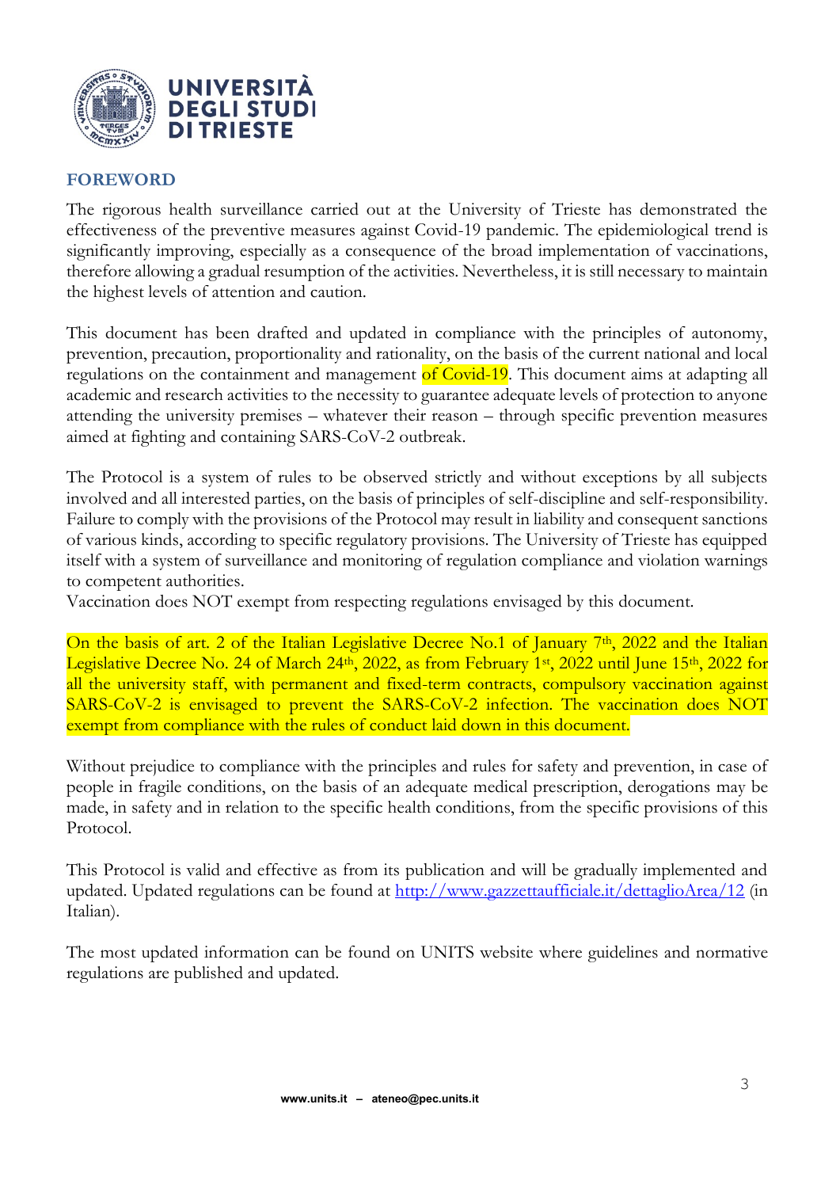## FOREWORD

The rigorous health surveillance carried out at the University of Trieste has demonstrated the effectiveness of the preventive measures against Covid-19 pandemic. The epidemiological trend is significantly improving, especially as a consequence of the broad implementation of vaccinations, therefore allowing a gradual resumption of the activities. Nevertheless, it is still necessary to maintain the highest levels of attention and caution.

This document has been drafted and updated in compliance with the principles of autonomy, prevention, precaution, proportionality and rationality, on the basis of the current national and local regulations on the containment and management of Covid-19. This document aims at adapting all academic and research activities to the necessity to guarantee adequate levels of protection to anyone attending the university premises – whatever their reason – through specific prevention measures aimed at fighting and containing SARS-CoV-2 outbreak.

The Protocol is a system of rules to be observed strictly and without exceptions by all subjects involved and all interested parties, on the basis of principles of self-discipline and self-responsibility. Failure to comply with the provisions of the Protocol may result in liability and consequent sanctions of various kinds, according to specific regulatory provisions. The University of Trieste has equipped itself with a system of surveillance and monitoring of regulation compliance and violation warnings to competent authorities.
Vaccination does NOT exempt from respecting regulations envisaged by this document.

On the basis of art. 2 of the Italian Legislative Decree No.1 of January 7th, 2022 and the Italian Legislative Decree No. 24 of March 24th, 2022, as from February 1st, 2022 until June 15th, 2022 for all the university staff, with permanent and fixed-term contracts, compulsory vaccination against SARS-CoV-2 is envisaged to prevent the SARS-CoV-2 infection. The vaccination does NOT exempt from compliance with the rules of conduct laid down in this document.

Without prejudice to compliance with the principles and rules for safety and prevention, in case of people in fragile conditions, on the basis of an adequate medical prescription, derogations may be made, in safety and in relation to the specific health conditions, from the specific provisions of this Protocol.

This Protocol is valid and effective as from its publication and will be gradually implemented and updated. Updated regulations can be found at http://www.gazzettaufficiale.it/dettaglioArea/12 (in Italian).

The most updated information can be found on UNITS website where guidelines and normative regulations are published and updated.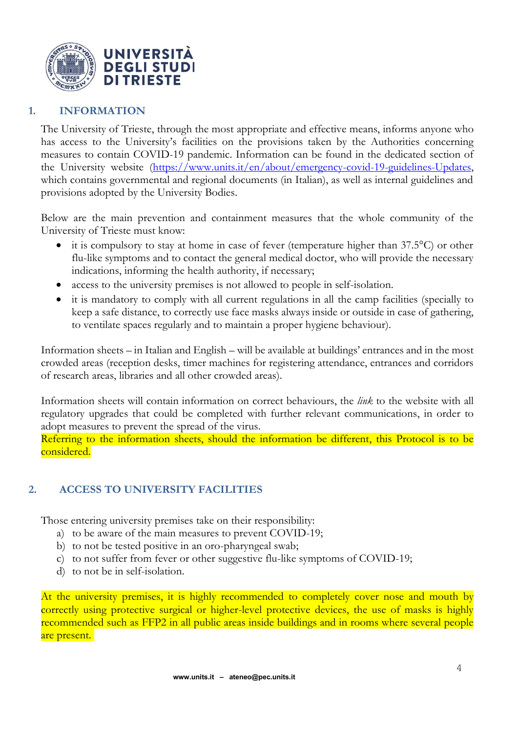## 1. INFORMATION

The University of Trieste, through the most appropriate and effective means, informs anyone who has access to the University's facilities on the provisions taken by the Authorities concerning measures to contain COVID-19 pandemic. Information can be found in the dedicated section of the University website (https://www.units.it/en/about/emergency-covid-19-guidelines-Updates, which contains governmental and regional documents (in Italian), as well as internal guidelines and provisions adopted by the University Bodies.

Below are the main prevention and containment measures that the whole community of the University of Trieste must know:

- it is compulsory to stay at home in case of fever (temperature higher than 37.5°C) or other flu-like symptoms and to contact the general medical doctor, who will provide the necessary indications, informing the health authority, if necessary;
- access to the university premises is not allowed to people in self-isolation.
- it is mandatory to comply with all current regulations in all the camp facilities (specially to keep a safe distance, to correctly use face masks always inside or outside in case of gathering, to ventilate spaces regularly and to maintain a proper hygiene behaviour).

Information sheets – in Italian and English – will be available at buildings' entrances and in the most crowded areas (reception desks, timer machines for registering attendance, entrances and corridors of research areas, libraries and all other crowded areas).

Information sheets will contain information on correct behaviours, the *link* to the website with all regulatory upgrades that could be completed with further relevant communications, in order to adopt measures to prevent the spread of the virus.
Referring to the information sheets, should the information be different, this Protocol is to be considered.

## 2. ACCESS TO UNIVERSITY FACILITIES

Those entering university premises take on their responsibility:

a) to be aware of the main measures to prevent COVID-19;
b) to not be tested positive in an oro-pharyngeal swab;
c) to not suffer from fever or other suggestive flu-like symptoms of COVID-19;
d) to not be in self-isolation.

At the university premises, it is highly recommended to completely cover nose and mouth by correctly using protective surgical or higher-level protective devices, the use of masks is highly recommended such as FFP2 in all public areas inside buildings and in rooms where several people are present.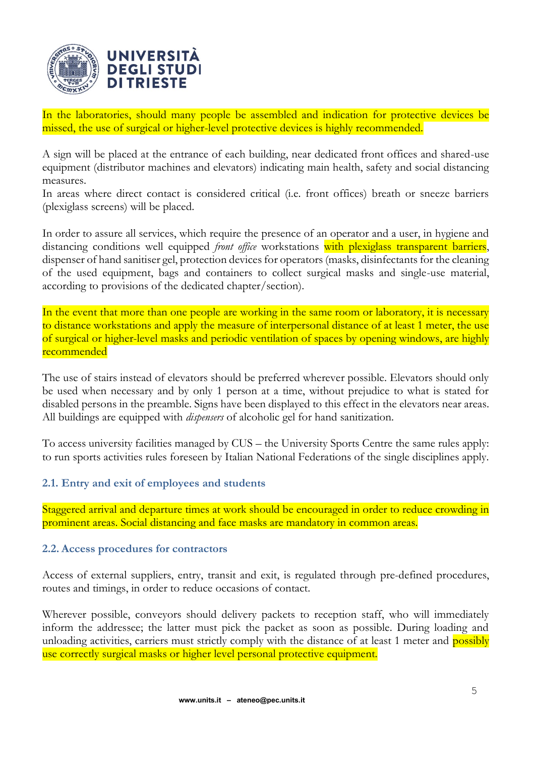In the laboratories, should many people be assembled and indication for protective devices be missed, the use of surgical or higher-level protective devices is highly recommended.

A sign will be placed at the entrance of each building, near dedicated front offices and shared-use equipment (distributor machines and elevators) indicating main health, safety and social distancing measures.
In areas where direct contact is considered critical (i.e. front offices) breath or sneeze barriers (plexiglass screens) will be placed.

In order to assure all services, which require the presence of an operator and a user, in hygiene and distancing conditions well equipped *front office* workstations with plexiglass transparent barriers, dispenser of hand sanitiser gel, protection devices for operators (masks, disinfectants for the cleaning of the used equipment, bags and containers to collect surgical masks and single-use material, according to provisions of the dedicated chapter/section).

In the event that more than one people are working in the same room or laboratory, it is necessary to distance workstations and apply the measure of interpersonal distance of at least 1 meter, the use of surgical or higher-level masks and periodic ventilation of spaces by opening windows, are highly recommended

The use of stairs instead of elevators should be preferred wherever possible. Elevators should only be used when necessary and by only 1 person at a time, without prejudice to what is stated for disabled persons in the preamble. Signs have been displayed to this effect in the elevators near areas. All buildings are equipped with *dispensers* of alcoholic gel for hand sanitization.

To access university facilities managed by CUS – the University Sports Centre the same rules apply: to run sports activities rules foreseen by Italian National Federations of the single disciplines apply.

### 2.1. Entry and exit of employees and students

Staggered arrival and departure times at work should be encouraged in order to reduce crowding in prominent areas. Social distancing and face masks are mandatory in common areas.

### 2.2. Access procedures for contractors

Access of external suppliers, entry, transit and exit, is regulated through pre-defined procedures, routes and timings, in order to reduce occasions of contact.

Wherever possible, conveyors should delivery packets to reception staff, who will immediately inform the addressee; the latter must pick the packet as soon as possible. During loading and unloading activities, carriers must strictly comply with the distance of at least 1 meter and possibly use correctly surgical masks or higher level personal protective equipment.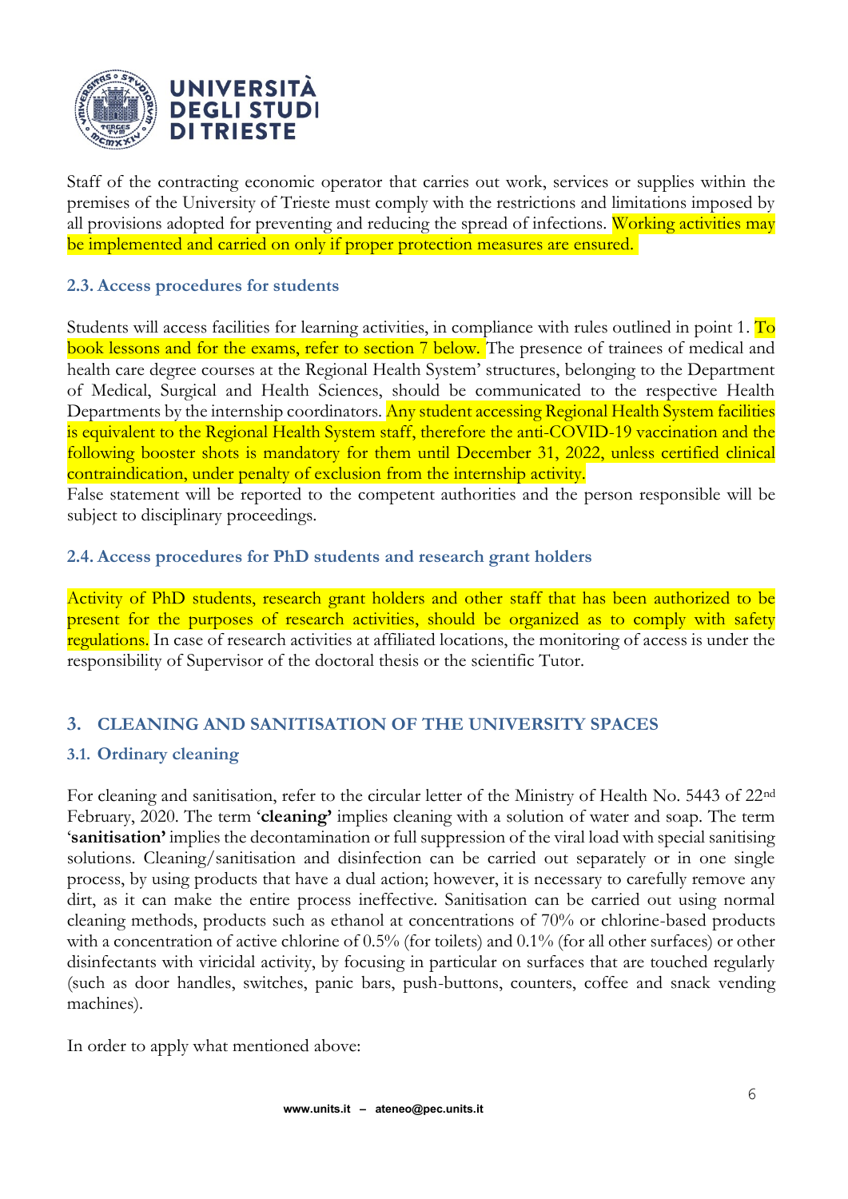Staff of the contracting economic operator that carries out work, services or supplies within the premises of the University of Trieste must comply with the restrictions and limitations imposed by all provisions adopted for preventing and reducing the spread of infections. Working activities may be implemented and carried on only if proper protection measures are ensured.

### 2.3. Access procedures for students

Students will access facilities for learning activities, in compliance with rules outlined in point 1. To book lessons and for the exams, refer to section 7 below. The presence of trainees of medical and health care degree courses at the Regional Health System' structures, belonging to the Department of Medical, Surgical and Health Sciences, should be communicated to the respective Health Departments by the internship coordinators. Any student accessing Regional Health System facilities is equivalent to the Regional Health System staff, therefore the anti-COVID-19 vaccination and the following booster shots is mandatory for them until December 31, 2022, unless certified clinical contraindication, under penalty of exclusion from the internship activity.

False statement will be reported to the competent authorities and the person responsible will be subject to disciplinary proceedings.

### 2.4. Access procedures for PhD students and research grant holders

Activity of PhD students, research grant holders and other staff that has been authorized to be present for the purposes of research activities, should be organized as to comply with safety regulations. In case of research activities at affiliated locations, the monitoring of access is under the responsibility of Supervisor of the doctoral thesis or the scientific Tutor.

## 3. CLEANING AND SANITISATION OF THE UNIVERSITY SPACES

### 3.1. Ordinary cleaning

For cleaning and sanitisation, refer to the circular letter of the Ministry of Health No. 5443 of 22nd February, 2020. The term '**cleaning'** implies cleaning with a solution of water and soap. The term '**sanitisation'** implies the decontamination or full suppression of the viral load with special sanitising solutions. Cleaning/sanitisation and disinfection can be carried out separately or in one single process, by using products that have a dual action; however, it is necessary to carefully remove any dirt, as it can make the entire process ineffective. Sanitisation can be carried out using normal cleaning methods, products such as ethanol at concentrations of 70% or chlorine-based products with a concentration of active chlorine of 0.5% (for toilets) and 0.1% (for all other surfaces) or other disinfectants with viricidal activity, by focusing in particular on surfaces that are touched regularly (such as door handles, switches, panic bars, push-buttons, counters, coffee and snack vending machines).

In order to apply what mentioned above: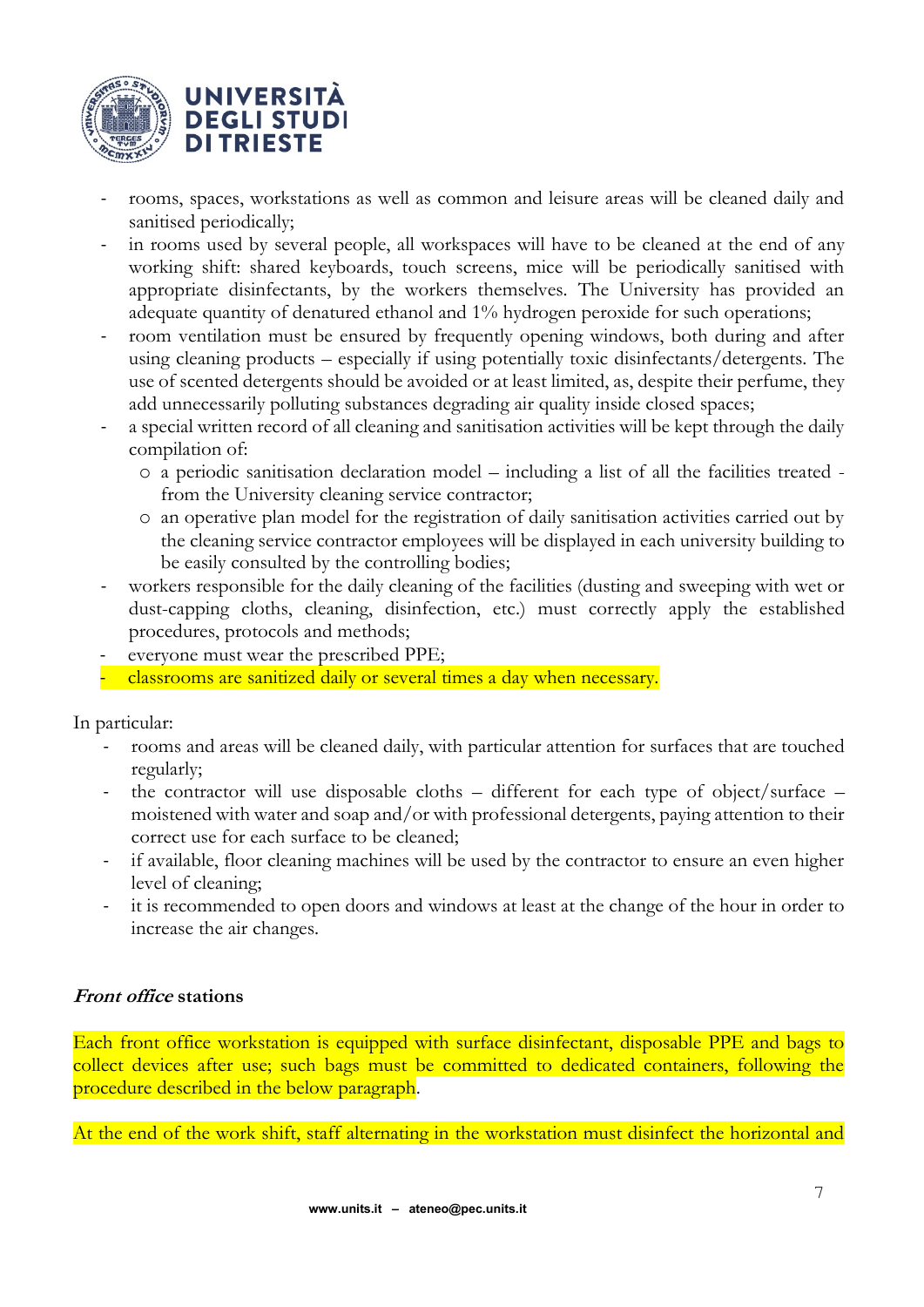- rooms, spaces, workstations as well as common and leisure areas will be cleaned daily and sanitised periodically;
- in rooms used by several people, all workspaces will have to be cleaned at the end of any working shift: shared keyboards, touch screens, mice will be periodically sanitised with appropriate disinfectants, by the workers themselves. The University has provided an adequate quantity of denatured ethanol and 1% hydrogen peroxide for such operations;
- room ventilation must be ensured by frequently opening windows, both during and after using cleaning products – especially if using potentially toxic disinfectants/detergents. The use of scented detergents should be avoided or at least limited, as, despite their perfume, they add unnecessarily polluting substances degrading air quality inside closed spaces;
- a special written record of all cleaning and sanitisation activities will be kept through the daily compilation of:
  - a periodic sanitisation declaration model – including a list of all the facilities treated - from the University cleaning service contractor;
  - an operative plan model for the registration of daily sanitisation activities carried out by the cleaning service contractor employees will be displayed in each university building to be easily consulted by the controlling bodies;
- workers responsible for the daily cleaning of the facilities (dusting and sweeping with wet or dust-capping cloths, cleaning, disinfection, etc.) must correctly apply the established procedures, protocols and methods;
- everyone must wear the prescribed PPE;
- classrooms are sanitized daily or several times a day when necessary.

In particular:

- rooms and areas will be cleaned daily, with particular attention for surfaces that are touched regularly;
- the contractor will use disposable cloths – different for each type of object/surface – moistened with water and soap and/or with professional detergents, paying attention to their correct use for each surface to be cleaned;
- if available, floor cleaning machines will be used by the contractor to ensure an even higher level of cleaning;
- it is recommended to open doors and windows at least at the change of the hour in order to increase the air changes.

#### ***Front office*** **stations**

Each front office workstation is equipped with surface disinfectant, disposable PPE and bags to collect devices after use; such bags must be committed to dedicated containers, following the procedure described in the below paragraph.

At the end of the work shift, staff alternating in the workstation must disinfect the horizontal and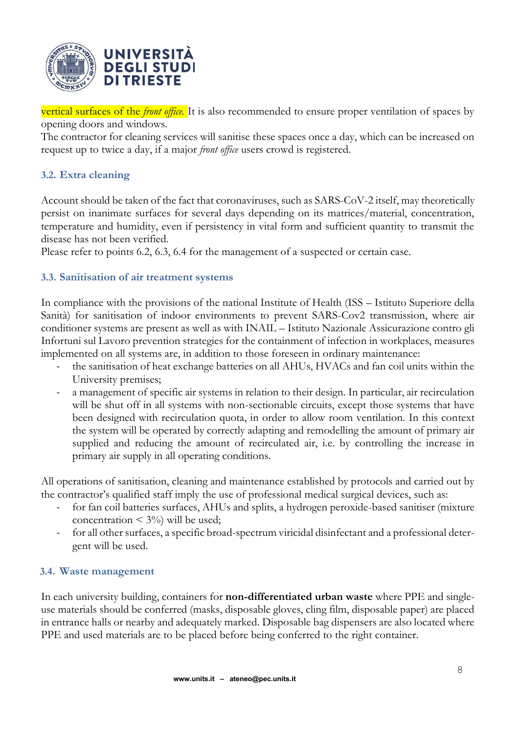vertical surfaces of the *front office*. It is also recommended to ensure proper ventilation of spaces by opening doors and windows.
The contractor for cleaning services will sanitise these spaces once a day, which can be increased on request up to twice a day, if a major *front office* users crowd is registered.

### 3.2. Extra cleaning

Account should be taken of the fact that coronaviruses, such as SARS-CoV-2 itself, may theoretically persist on inanimate surfaces for several days depending on its matrices/material, concentration, temperature and humidity, even if persistency in vital form and sufficient quantity to transmit the disease has not been verified.
Please refer to points 6.2, 6.3, 6.4 for the management of a suspected or certain case.

### 3.3. Sanitisation of air treatment systems

In compliance with the provisions of the national Institute of Health (ISS – Istituto Superiore della Sanità) for sanitisation of indoor environments to prevent SARS-Cov2 transmission, where air conditioner systems are present as well as with INAIL – Istituto Nazionale Assicurazione contro gli Infortuni sul Lavoro prevention strategies for the containment of infection in workplaces, measures implemented on all systems are, in addition to those foreseen in ordinary maintenance:

- the sanitisation of heat exchange batteries on all AHUs, HVACs and fan coil units within the University premises;
- a management of specific air systems in relation to their design. In particular, air recirculation will be shut off in all systems with non-sectionable circuits, except those systems that have been designed with recirculation quota, in order to allow room ventilation. In this context the system will be operated by correctly adapting and remodelling the amount of primary air supplied and reducing the amount of recirculated air, i.e. by controlling the increase in primary air supply in all operating conditions.

All operations of sanitisation, cleaning and maintenance established by protocols and carried out by the contractor's qualified staff imply the use of professional medical surgical devices, such as:

- for fan coil batteries surfaces, AHUs and splits, a hydrogen peroxide-based sanitiser (mixture concentration < 3%) will be used;
- for all other surfaces, a specific broad-spectrum viricidal disinfectant and a professional detergent will be used.

### 3.4. Waste management

In each university building, containers for **non-differentiated urban waste** where PPE and single-use materials should be conferred (masks, disposable gloves, cling film, disposable paper) are placed in entrance halls or nearby and adequately marked. Disposable bag dispensers are also located where PPE and used materials are to be placed before being conferred to the right container.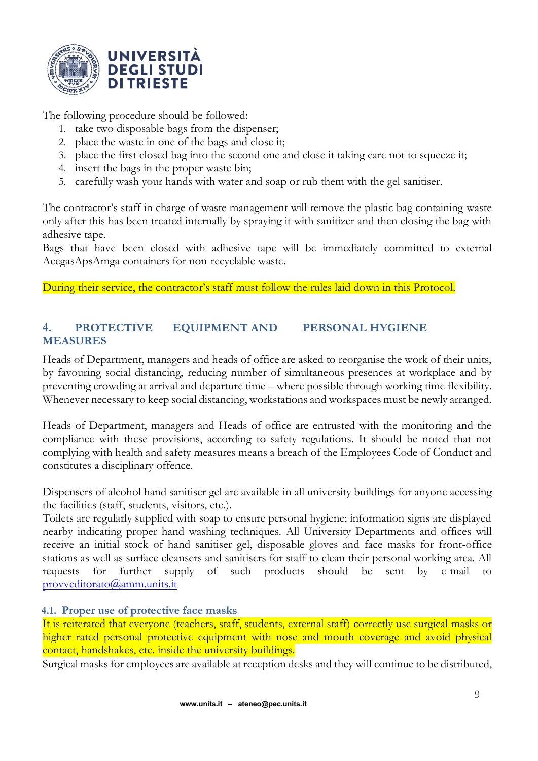The following procedure should be followed:

1. take two disposable bags from the dispenser;
2. place the waste in one of the bags and close it;
3. place the first closed bag into the second one and close it taking care not to squeeze it;
4. insert the bags in the proper waste bin;
5. carefully wash your hands with water and soap or rub them with the gel sanitiser.

The contractor's staff in charge of waste management will remove the plastic bag containing waste only after this has been treated internally by spraying it with sanitizer and then closing the bag with adhesive tape.
Bags that have been closed with adhesive tape will be immediately committed to external AcegasApsAmga containers for non-recyclable waste.

During their service, the contractor's staff must follow the rules laid down in this Protocol.

## 4. PROTECTIVE EQUIPMENT AND PERSONAL HYGIENE MEASURES

Heads of Department, managers and heads of office are asked to reorganise the work of their units, by favouring social distancing, reducing number of simultaneous presences at workplace and by preventing crowding at arrival and departure time – where possible through working time flexibility. Whenever necessary to keep social distancing, workstations and workspaces must be newly arranged.

Heads of Department, managers and Heads of office are entrusted with the monitoring and the compliance with these provisions, according to safety regulations. It should be noted that not complying with health and safety measures means a breach of the Employees Code of Conduct and constitutes a disciplinary offence.

Dispensers of alcohol hand sanitiser gel are available in all university buildings for anyone accessing the facilities (staff, students, visitors, etc.).
Toilets are regularly supplied with soap to ensure personal hygiene; information signs are displayed nearby indicating proper hand washing techniques. All University Departments and offices will receive an initial stock of hand sanitiser gel, disposable gloves and face masks for front-office stations as well as surface cleansers and sanitisers for staff to clean their personal working area. All requests for further supply of such products should be sent by e-mail to provveditorato@amm.units.it

### 4.1. Proper use of protective face masks

It is reiterated that everyone (teachers, staff, students, external staff) correctly use surgical masks or higher rated personal protective equipment with nose and mouth coverage and avoid physical contact, handshakes, etc. inside the university buildings.
Surgical masks for employees are available at reception desks and they will continue to be distributed,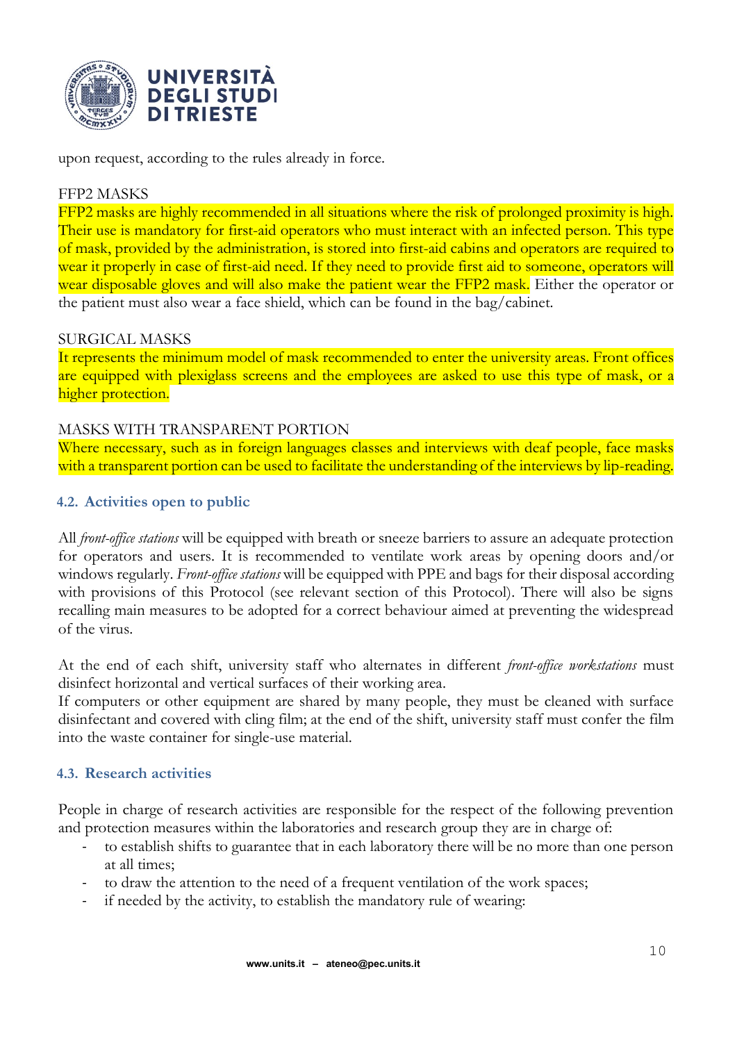upon request, according to the rules already in force.

FFP2 MASKS

FFP2 masks are highly recommended in all situations where the risk of prolonged proximity is high. Their use is mandatory for first-aid operators who must interact with an infected person. This type of mask, provided by the administration, is stored into first-aid cabins and operators are required to wear it properly in case of first-aid need. If they need to provide first aid to someone, operators will wear disposable gloves and will also make the patient wear the FFP2 mask. Either the operator or the patient must also wear a face shield, which can be found in the bag/cabinet.

SURGICAL MASKS

It represents the minimum model of mask recommended to enter the university areas. Front offices are equipped with plexiglass screens and the employees are asked to use this type of mask, or a higher protection.

MASKS WITH TRANSPARENT PORTION

Where necessary, such as in foreign languages classes and interviews with deaf people, face masks with a transparent portion can be used to facilitate the understanding of the interviews by lip-reading.

### 4.2. Activities open to public

All *front-office stations* will be equipped with breath or sneeze barriers to assure an adequate protection for operators and users. It is recommended to ventilate work areas by opening doors and/or windows regularly. *Front-office stations* will be equipped with PPE and bags for their disposal according with provisions of this Protocol (see relevant section of this Protocol). There will also be signs recalling main measures to be adopted for a correct behaviour aimed at preventing the widespread of the virus.

At the end of each shift, university staff who alternates in different *front-office workstations* must disinfect horizontal and vertical surfaces of their working area.
If computers or other equipment are shared by many people, they must be cleaned with surface disinfectant and covered with cling film; at the end of the shift, university staff must confer the film into the waste container for single-use material.

### 4.3. Research activities

People in charge of research activities are responsible for the respect of the following prevention and protection measures within the laboratories and research group they are in charge of:

- to establish shifts to guarantee that in each laboratory there will be no more than one person at all times;
- to draw the attention to the need of a frequent ventilation of the work spaces;
- if needed by the activity, to establish the mandatory rule of wearing: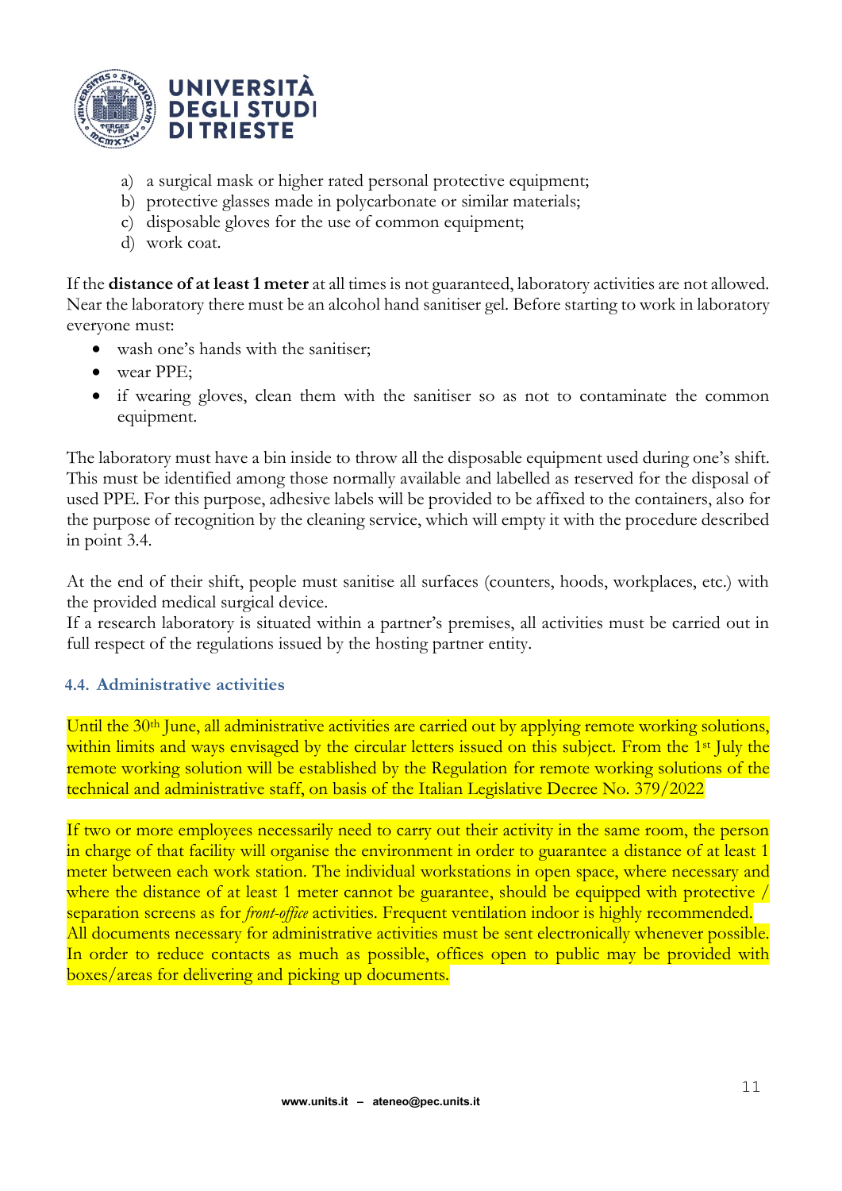a) a surgical mask or higher rated personal protective equipment;
b) protective glasses made in polycarbonate or similar materials;
c) disposable gloves for the use of common equipment;
d) work coat.

If the **distance of at least 1 meter** at all times is not guaranteed, laboratory activities are not allowed. Near the laboratory there must be an alcohol hand sanitiser gel. Before starting to work in laboratory everyone must:

- wash one's hands with the sanitiser;
- wear PPE;
- if wearing gloves, clean them with the sanitiser so as not to contaminate the common equipment.

The laboratory must have a bin inside to throw all the disposable equipment used during one's shift. This must be identified among those normally available and labelled as reserved for the disposal of used PPE. For this purpose, adhesive labels will be provided to be affixed to the containers, also for the purpose of recognition by the cleaning service, which will empty it with the procedure described in point 3.4.

At the end of their shift, people must sanitise all surfaces (counters, hoods, workplaces, etc.) with the provided medical surgical device.
If a research laboratory is situated within a partner's premises, all activities must be carried out in full respect of the regulations issued by the hosting partner entity.

### 4.4. Administrative activities

Until the 30th June, all administrative activities are carried out by applying remote working solutions, within limits and ways envisaged by the circular letters issued on this subject. From the 1st July the remote working solution will be established by the Regulation for remote working solutions of the technical and administrative staff, on basis of the Italian Legislative Decree No. 379/2022

If two or more employees necessarily need to carry out their activity in the same room, the person in charge of that facility will organise the environment in order to guarantee a distance of at least 1 meter between each work station. The individual workstations in open space, where necessary and where the distance of at least 1 meter cannot be guarantee, should be equipped with protective / separation screens as for *front-office* activities. Frequent ventilation indoor is highly recommended.
All documents necessary for administrative activities must be sent electronically whenever possible. In order to reduce contacts as much as possible, offices open to public may be provided with boxes/areas for delivering and picking up documents.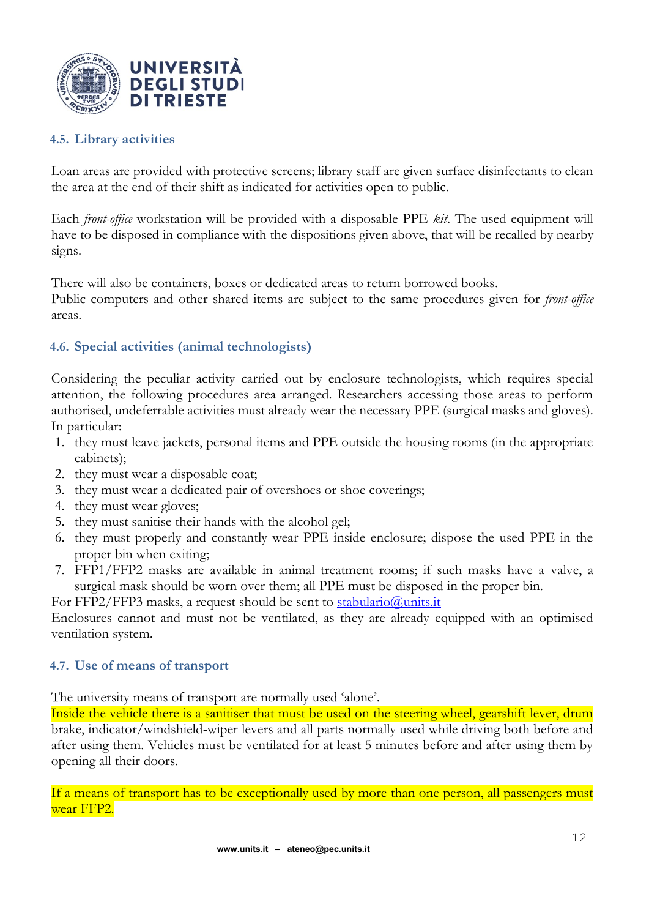### 4.5. Library activities

Loan areas are provided with protective screens; library staff are given surface disinfectants to clean the area at the end of their shift as indicated for activities open to public.

Each *front-office* workstation will be provided with a disposable PPE *kit*. The used equipment will have to be disposed in compliance with the dispositions given above, that will be recalled by nearby signs.

There will also be containers, boxes or dedicated areas to return borrowed books.
Public computers and other shared items are subject to the same procedures given for *front-office* areas.

### 4.6. Special activities (animal technologists)

Considering the peculiar activity carried out by enclosure technologists, which requires special attention, the following procedures area arranged. Researchers accessing those areas to perform authorised, undeferrable activities must already wear the necessary PPE (surgical masks and gloves). In particular:

1. they must leave jackets, personal items and PPE outside the housing rooms (in the appropriate cabinets);
2. they must wear a disposable coat;
3. they must wear a dedicated pair of overshoes or shoe coverings;
4. they must wear gloves;
5. they must sanitise their hands with the alcohol gel;
6. they must properly and constantly wear PPE inside enclosure; dispose the used PPE in the proper bin when exiting;
7. FFP1/FFP2 masks are available in animal treatment rooms; if such masks have a valve, a surgical mask should be worn over them; all PPE must be disposed in the proper bin.

For FFP2/FFP3 masks, a request should be sent to stabulario@units.it
Enclosures cannot and must not be ventilated, as they are already equipped with an optimised ventilation system.

### 4.7. Use of means of transport

The university means of transport are normally used 'alone'.
Inside the vehicle there is a sanitiser that must be used on the steering wheel, gearshift lever, drum brake, indicator/windshield-wiper levers and all parts normally used while driving both before and after using them. Vehicles must be ventilated for at least 5 minutes before and after using them by opening all their doors.

If a means of transport has to be exceptionally used by more than one person, all passengers must wear FFP2.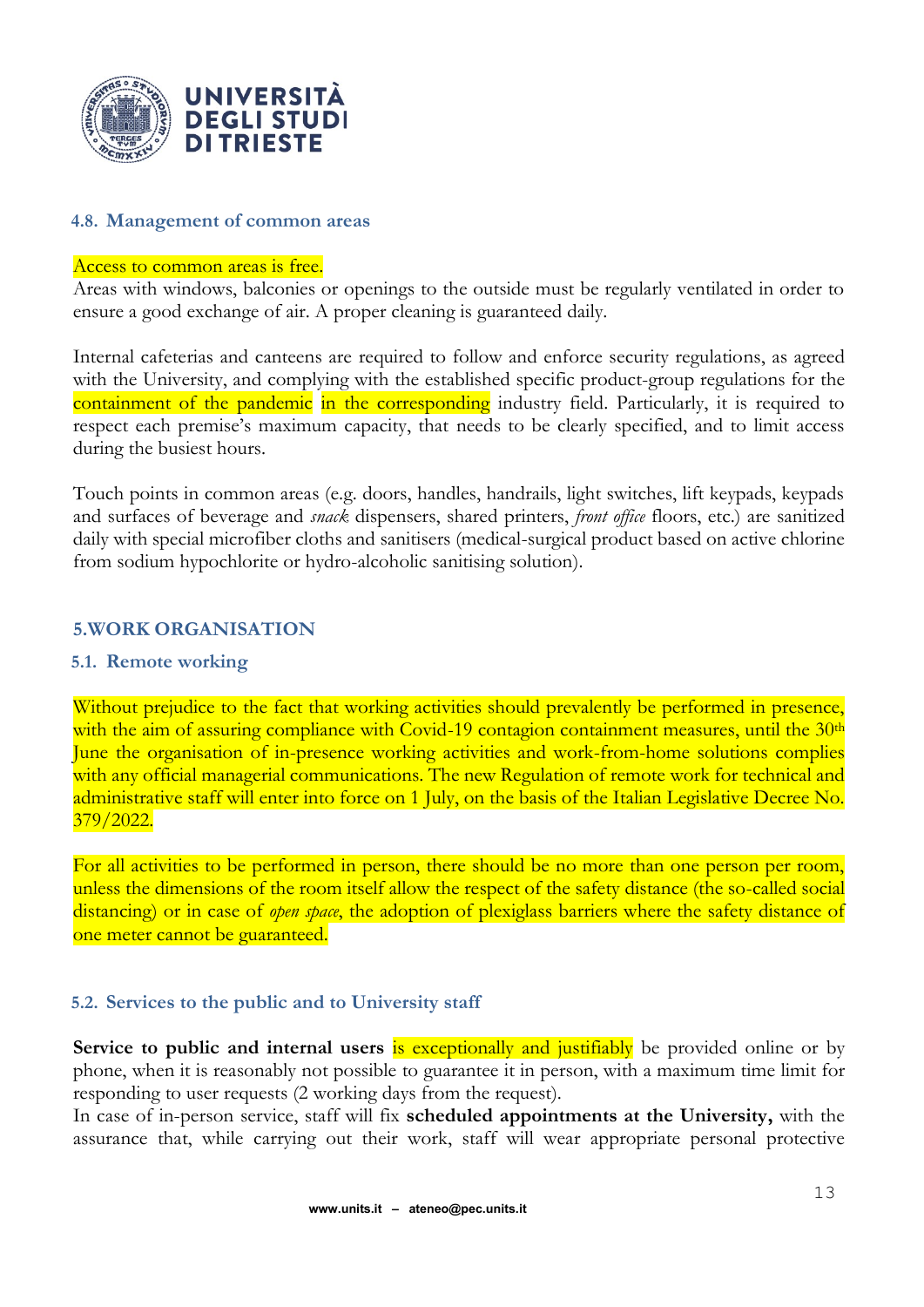### 4.8. Management of common areas

Access to common areas is free.
Areas with windows, balconies or openings to the outside must be regularly ventilated in order to ensure a good exchange of air. A proper cleaning is guaranteed daily.

Internal cafeterias and canteens are required to follow and enforce security regulations, as agreed with the University, and complying with the established specific product-group regulations for the containment of the pandemic in the corresponding industry field. Particularly, it is required to respect each premise's maximum capacity, that needs to be clearly specified, and to limit access during the busiest hours.

Touch points in common areas (e.g. doors, handles, handrails, light switches, lift keypads, keypads and surfaces of beverage and *snack* dispensers, shared printers, *front office* floors, etc.) are sanitized daily with special microfiber cloths and sanitisers (medical-surgical product based on active chlorine from sodium hypochlorite or hydro-alcoholic sanitising solution).

## 5.WORK ORGANISATION

### 5.1. Remote working

Without prejudice to the fact that working activities should prevalently be performed in presence, with the aim of assuring compliance with Covid-19 contagion containment measures, until the 30th June the organisation of in-presence working activities and work-from-home solutions complies with any official managerial communications. The new Regulation of remote work for technical and administrative staff will enter into force on 1 July, on the basis of the Italian Legislative Decree No. 379/2022.

For all activities to be performed in person, there should be no more than one person per room, unless the dimensions of the room itself allow the respect of the safety distance (the so-called social distancing) or in case of *open space*, the adoption of plexiglass barriers where the safety distance of one meter cannot be guaranteed.

### 5.2. Services to the public and to University staff

**Service to public and internal users** is exceptionally and justifiably be provided online or by phone, when it is reasonably not possible to guarantee it in person, with a maximum time limit for responding to user requests (2 working days from the request).
In case of in-person service, staff will fix **scheduled appointments at the University,** with the assurance that, while carrying out their work, staff will wear appropriate personal protective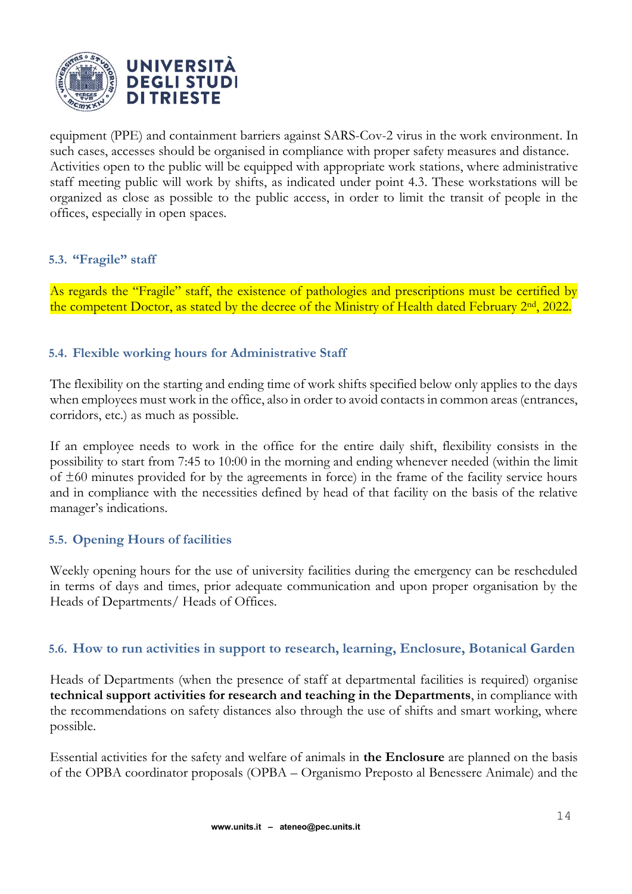equipment (PPE) and containment barriers against SARS-Cov-2 virus in the work environment. In such cases, accesses should be organised in compliance with proper safety measures and distance. Activities open to the public will be equipped with appropriate work stations, where administrative staff meeting public will work by shifts, as indicated under point 4.3. These workstations will be organized as close as possible to the public access, in order to limit the transit of people in the offices, especially in open spaces.

### 5.3. "Fragile" staff

As regards the "Fragile" staff, the existence of pathologies and prescriptions must be certified by the competent Doctor, as stated by the decree of the Ministry of Health dated February 2nd, 2022.

### 5.4. Flexible working hours for Administrative Staff

The flexibility on the starting and ending time of work shifts specified below only applies to the days when employees must work in the office, also in order to avoid contacts in common areas (entrances, corridors, etc.) as much as possible.

If an employee needs to work in the office for the entire daily shift, flexibility consists in the possibility to start from 7:45 to 10:00 in the morning and ending whenever needed (within the limit of ±60 minutes provided for by the agreements in force) in the frame of the facility service hours and in compliance with the necessities defined by head of that facility on the basis of the relative manager's indications.

### 5.5. Opening Hours of facilities

Weekly opening hours for the use of university facilities during the emergency can be rescheduled in terms of days and times, prior adequate communication and upon proper organisation by the Heads of Departments/ Heads of Offices.

### 5.6. How to run activities in support to research, learning, Enclosure, Botanical Garden

Heads of Departments (when the presence of staff at departmental facilities is required) organise **technical support activities for research and teaching in the Departments**, in compliance with the recommendations on safety distances also through the use of shifts and smart working, where possible.

Essential activities for the safety and welfare of animals in **the Enclosure** are planned on the basis of the OPBA coordinator proposals (OPBA – Organismo Preposto al Benessere Animale) and the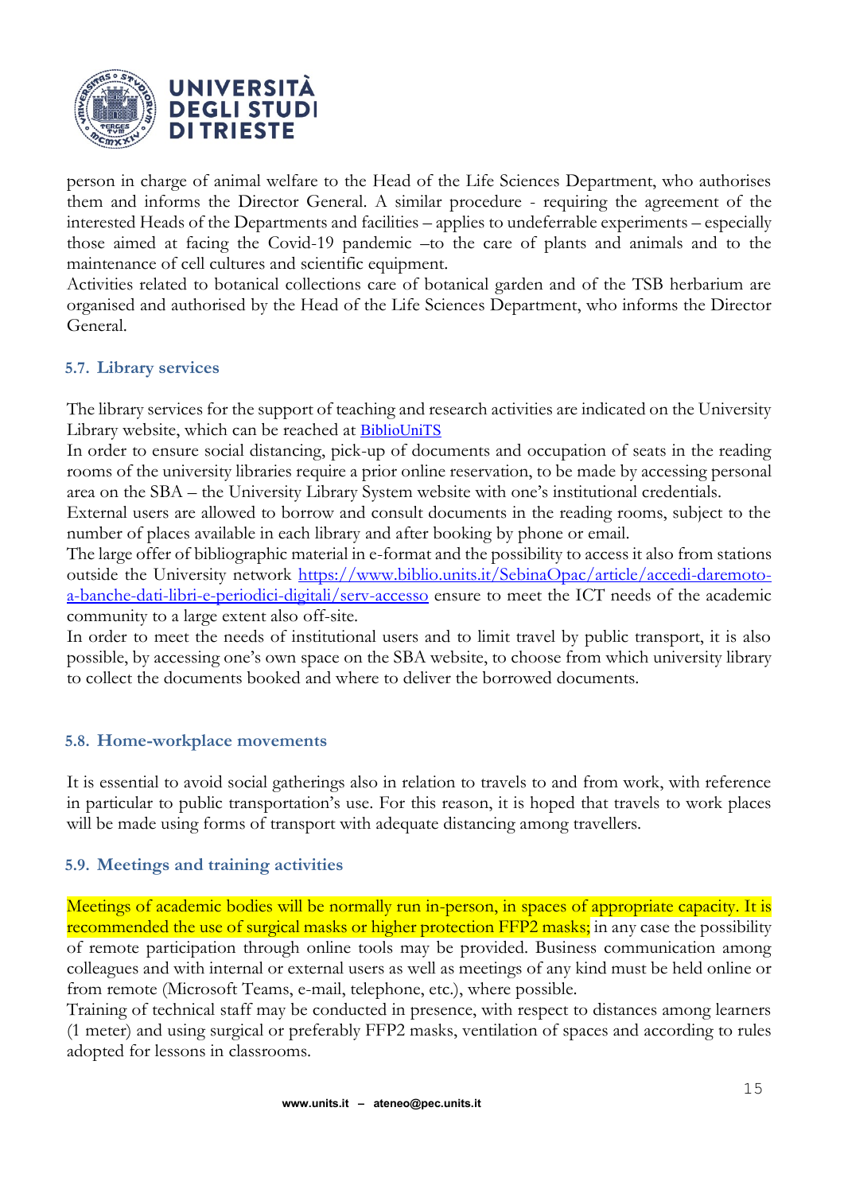person in charge of animal welfare to the Head of the Life Sciences Department, who authorises them and informs the Director General. A similar procedure - requiring the agreement of the interested Heads of the Departments and facilities – applies to undeferrable experiments – especially those aimed at facing the Covid-19 pandemic –to the care of plants and animals and to the maintenance of cell cultures and scientific equipment.

Activities related to botanical collections care of botanical garden and of the TSB herbarium are organised and authorised by the Head of the Life Sciences Department, who informs the Director General.

### 5.7. Library services

The library services for the support of teaching and research activities are indicated on the University Library website, which can be reached at [BiblioUniTS](BiblioUniTS)

In order to ensure social distancing, pick-up of documents and occupation of seats in the reading rooms of the university libraries require a prior online reservation, to be made by accessing personal area on the SBA – the University Library System website with one's institutional credentials.

External users are allowed to borrow and consult documents in the reading rooms, subject to the number of places available in each library and after booking by phone or email.

The large offer of bibliographic material in e-format and the possibility to access it also from stations outside the University network [https://www.biblio.units.it/SebinaOpac/article/accedi-daremoto-a-banche-dati-libri-e-periodici-digitali/serv-accesso](https://www.biblio.units.it/SebinaOpac/article/accedi-daremoto-a-banche-dati-libri-e-periodici-digitali/serv-accesso) ensure to meet the ICT needs of the academic community to a large extent also off-site.

In order to meet the needs of institutional users and to limit travel by public transport, it is also possible, by accessing one's own space on the SBA website, to choose from which university library to collect the documents booked and where to deliver the borrowed documents.

### 5.8. Home-workplace movements

It is essential to avoid social gatherings also in relation to travels to and from work, with reference in particular to public transportation's use. For this reason, it is hoped that travels to work places will be made using forms of transport with adequate distancing among travellers.

### 5.9. Meetings and training activities

Meetings of academic bodies will be normally run in-person, in spaces of appropriate capacity. It is recommended the use of surgical masks or higher protection FFP2 masks; in any case the possibility of remote participation through online tools may be provided. Business communication among colleagues and with internal or external users as well as meetings of any kind must be held online or from remote (Microsoft Teams, e-mail, telephone, etc.), where possible.

Training of technical staff may be conducted in presence, with respect to distances among learners (1 meter) and using surgical or preferably FFP2 masks, ventilation of spaces and according to rules adopted for lessons in classrooms.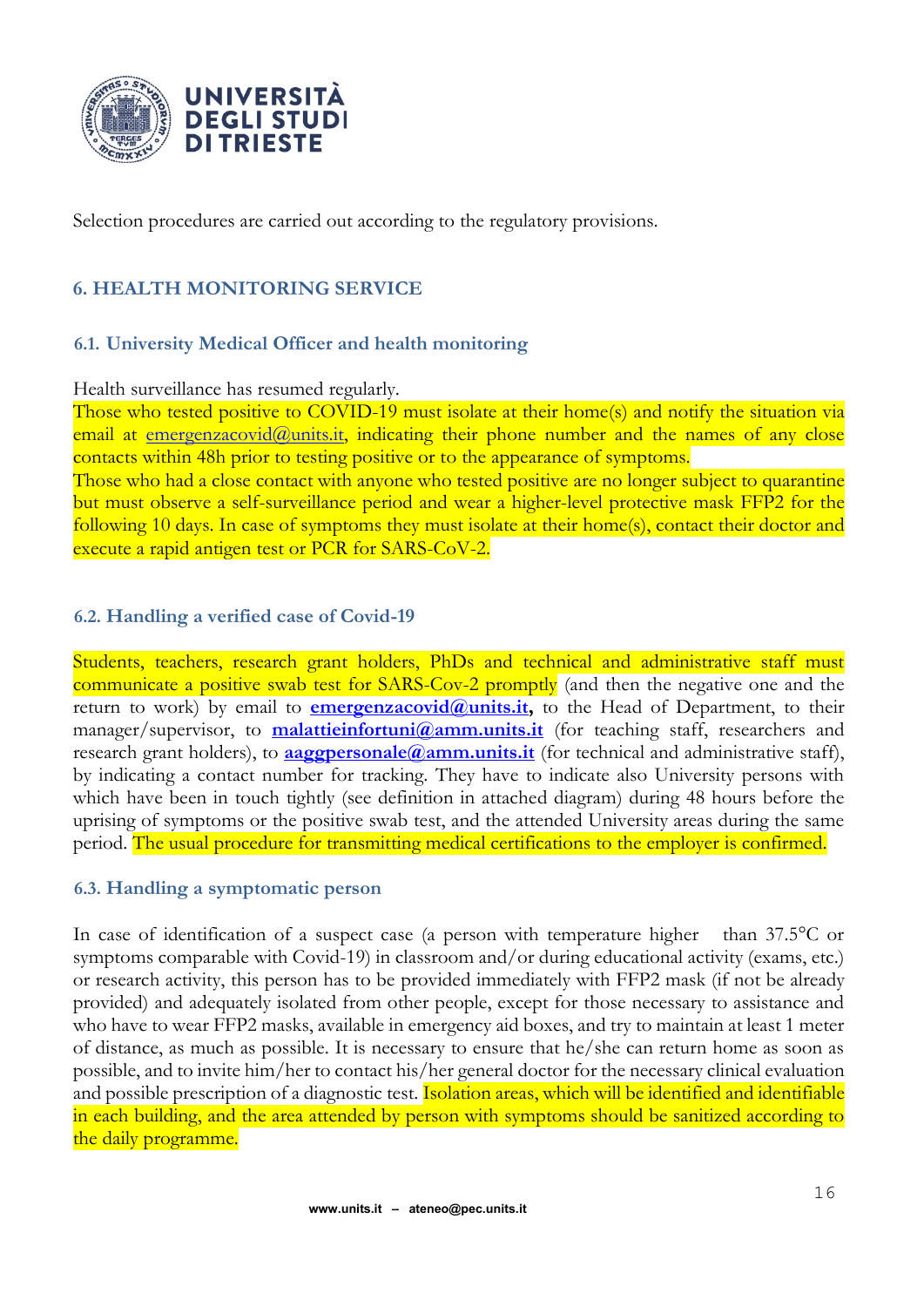Selection procedures are carried out according to the regulatory provisions.

## 6. HEALTH MONITORING SERVICE

### 6.1. University Medical Officer and health monitoring

Health surveillance has resumed regularly.

Those who tested positive to COVID-19 must isolate at their home(s) and notify the situation via email at emergenzacovid@units.it, indicating their phone number and the names of any close contacts within 48h prior to testing positive or to the appearance of symptoms.

Those who had a close contact with anyone who tested positive are no longer subject to quarantine but must observe a self-surveillance period and wear a higher-level protective mask FFP2 for the following 10 days. In case of symptoms they must isolate at their home(s), contact their doctor and execute a rapid antigen test or PCR for SARS-CoV-2.

### 6.2. Handling a verified case of Covid-19

Students, teachers, research grant holders, PhDs and technical and administrative staff must communicate a positive swab test for SARS-Cov-2 promptly (and then the negative one and the return to work) by email to **emergenzacovid@units.it,** to the Head of Department, to their manager/supervisor, to **malattieinfortuni@amm.units.it** (for teaching staff, researchers and research grant holders), to **aaggpersonale@amm.units.it** (for technical and administrative staff), by indicating a contact number for tracking. They have to indicate also University persons with which have been in touch tightly (see definition in attached diagram) during 48 hours before the uprising of symptoms or the positive swab test, and the attended University areas during the same period. The usual procedure for transmitting medical certifications to the employer is confirmed.

### 6.3. Handling a symptomatic person

In case of identification of a suspect case (a person with temperature higher than 37.5°C or symptoms comparable with Covid-19) in classroom and/or during educational activity (exams, etc.) or research activity, this person has to be provided immediately with FFP2 mask (if not be already provided) and adequately isolated from other people, except for those necessary to assistance and who have to wear FFP2 masks, available in emergency aid boxes, and try to maintain at least 1 meter of distance, as much as possible. It is necessary to ensure that he/she can return home as soon as possible, and to invite him/her to contact his/her general doctor for the necessary clinical evaluation and possible prescription of a diagnostic test. Isolation areas, which will be identified and identifiable in each building, and the area attended by person with symptoms should be sanitized according to the daily programme.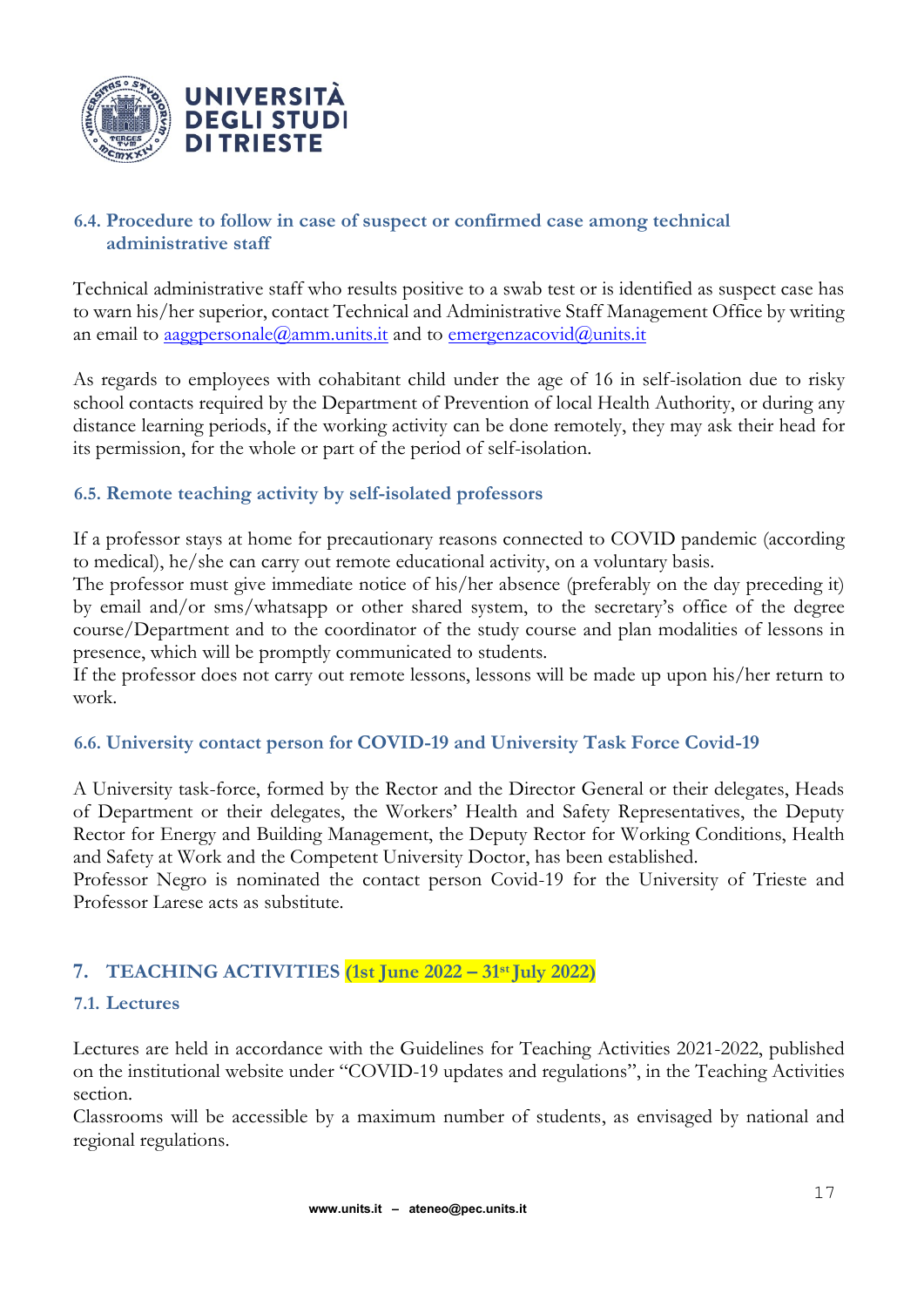### 6.4. Procedure to follow in case of suspect or confirmed case among technical administrative staff

Technical administrative staff who results positive to a swab test or is identified as suspect case has to warn his/her superior, contact Technical and Administrative Staff Management Office by writing an email to aaggpersonale@amm.units.it and to emergenzacovid@units.it

As regards to employees with cohabitant child under the age of 16 in self-isolation due to risky school contacts required by the Department of Prevention of local Health Authority, or during any distance learning periods, if the working activity can be done remotely, they may ask their head for its permission, for the whole or part of the period of self-isolation.

### 6.5. Remote teaching activity by self-isolated professors

If a professor stays at home for precautionary reasons connected to COVID pandemic (according to medical), he/she can carry out remote educational activity, on a voluntary basis.
The professor must give immediate notice of his/her absence (preferably on the day preceding it) by email and/or sms/whatsapp or other shared system, to the secretary's office of the degree course/Department and to the coordinator of the study course and plan modalities of lessons in presence, which will be promptly communicated to students.
If the professor does not carry out remote lessons, lessons will be made up upon his/her return to work.

### 6.6. University contact person for COVID-19 and University Task Force Covid-19

A University task-force, formed by the Rector and the Director General or their delegates, Heads of Department or their delegates, the Workers' Health and Safety Representatives, the Deputy Rector for Energy and Building Management, the Deputy Rector for Working Conditions, Health and Safety at Work and the Competent University Doctor, has been established.
Professor Negro is nominated the contact person Covid-19 for the University of Trieste and Professor Larese acts as substitute.

## 7. TEACHING ACTIVITIES **(1st June 2022 – 31st July 2022)**

### 7.1. Lectures

Lectures are held in accordance with the Guidelines for Teaching Activities 2021-2022, published on the institutional website under "COVID-19 updates and regulations", in the Teaching Activities section.
Classrooms will be accessible by a maximum number of students, as envisaged by national and regional regulations.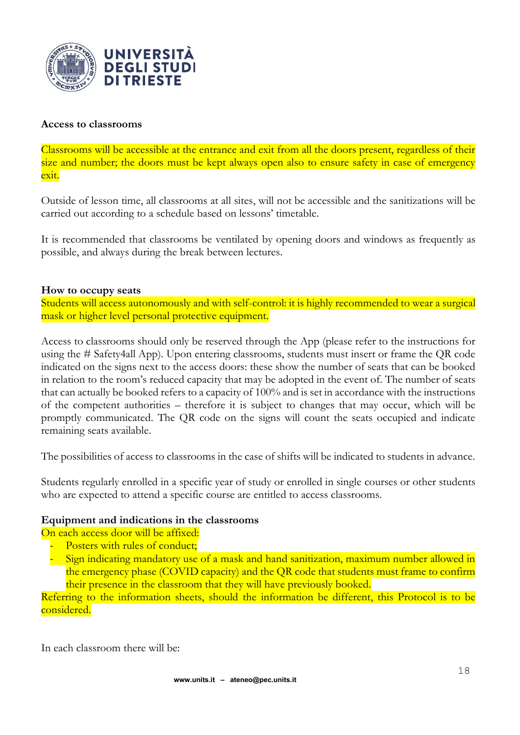**Access to classrooms**

Classrooms will be accessible at the entrance and exit from all the doors present, regardless of their size and number; the doors must be kept always open also to ensure safety in case of emergency exit.

Outside of lesson time, all classrooms at all sites, will not be accessible and the sanitizations will be carried out according to a schedule based on lessons' timetable.

It is recommended that classrooms be ventilated by opening doors and windows as frequently as possible, and always during the break between lectures.

**How to occupy seats**

Students will access autonomously and with self-control: it is highly recommended to wear a surgical mask or higher level personal protective equipment.

Access to classrooms should only be reserved through the App (please refer to the instructions for using the # Safety4all App). Upon entering classrooms, students must insert or frame the QR code indicated on the signs next to the access doors: these show the number of seats that can be booked in relation to the room's reduced capacity that may be adopted in the event of. The number of seats that can actually be booked refers to a capacity of 100% and is set in accordance with the instructions of the competent authorities – therefore it is subject to changes that may occur, which will be promptly communicated. The QR code on the signs will count the seats occupied and indicate remaining seats available.

The possibilities of access to classrooms in the case of shifts will be indicated to students in advance.

Students regularly enrolled in a specific year of study or enrolled in single courses or other students who are expected to attend a specific course are entitled to access classrooms.

**Equipment and indications in the classrooms**

On each access door will be affixed:

- Posters with rules of conduct;
- Sign indicating mandatory use of a mask and hand sanitization, maximum number allowed in the emergency phase (COVID capacity) and the QR code that students must frame to confirm their presence in the classroom that they will have previously booked.

Referring to the information sheets, should the information be different, this Protocol is to be considered.

In each classroom there will be: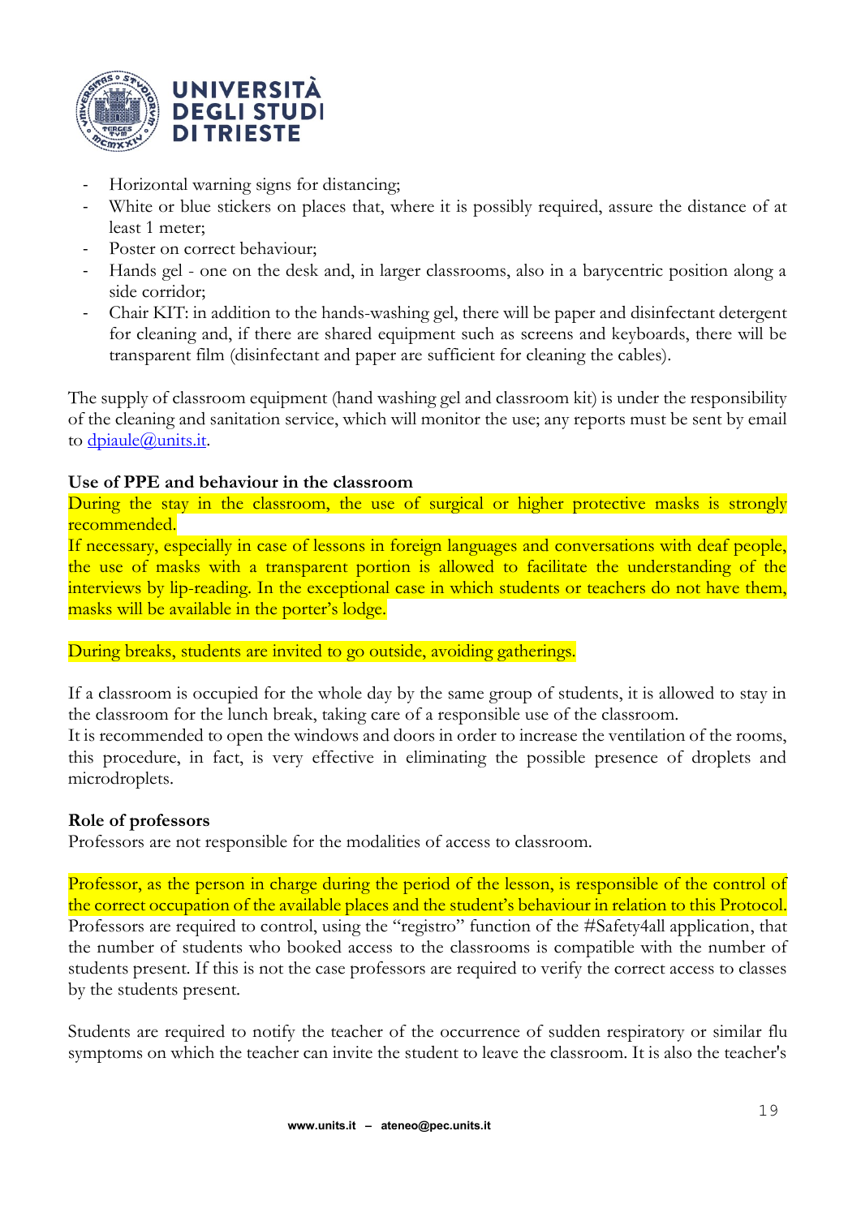- Horizontal warning signs for distancing;
- White or blue stickers on places that, where it is possibly required, assure the distance of at least 1 meter;
- Poster on correct behaviour;
- Hands gel - one on the desk and, in larger classrooms, also in a barycentric position along a side corridor;
- Chair KIT: in addition to the hands-washing gel, there will be paper and disinfectant detergent for cleaning and, if there are shared equipment such as screens and keyboards, there will be transparent film (disinfectant and paper are sufficient for cleaning the cables).

The supply of classroom equipment (hand washing gel and classroom kit) is under the responsibility of the cleaning and sanitation service, which will monitor the use; any reports must be sent by email to dpiaule@units.it.

**Use of PPE and behaviour in the classroom**

During the stay in the classroom, the use of surgical or higher protective masks is strongly recommended.

If necessary, especially in case of lessons in foreign languages and conversations with deaf people, the use of masks with a transparent portion is allowed to facilitate the understanding of the interviews by lip-reading. In the exceptional case in which students or teachers do not have them, masks will be available in the porter's lodge.

During breaks, students are invited to go outside, avoiding gatherings.

If a classroom is occupied for the whole day by the same group of students, it is allowed to stay in the classroom for the lunch break, taking care of a responsible use of the classroom.
It is recommended to open the windows and doors in order to increase the ventilation of the rooms, this procedure, in fact, is very effective in eliminating the possible presence of droplets and microdroplets.

**Role of professors**

Professors are not responsible for the modalities of access to classroom.

Professor, as the person in charge during the period of the lesson, is responsible of the control of the correct occupation of the available places and the student's behaviour in relation to this Protocol.
Professors are required to control, using the "registro" function of the #Safety4all application, that the number of students who booked access to the classrooms is compatible with the number of students present. If this is not the case professors are required to verify the correct access to classes by the students present.

Students are required to notify the teacher of the occurrence of sudden respiratory or similar flu symptoms on which the teacher can invite the student to leave the classroom. It is also the teacher's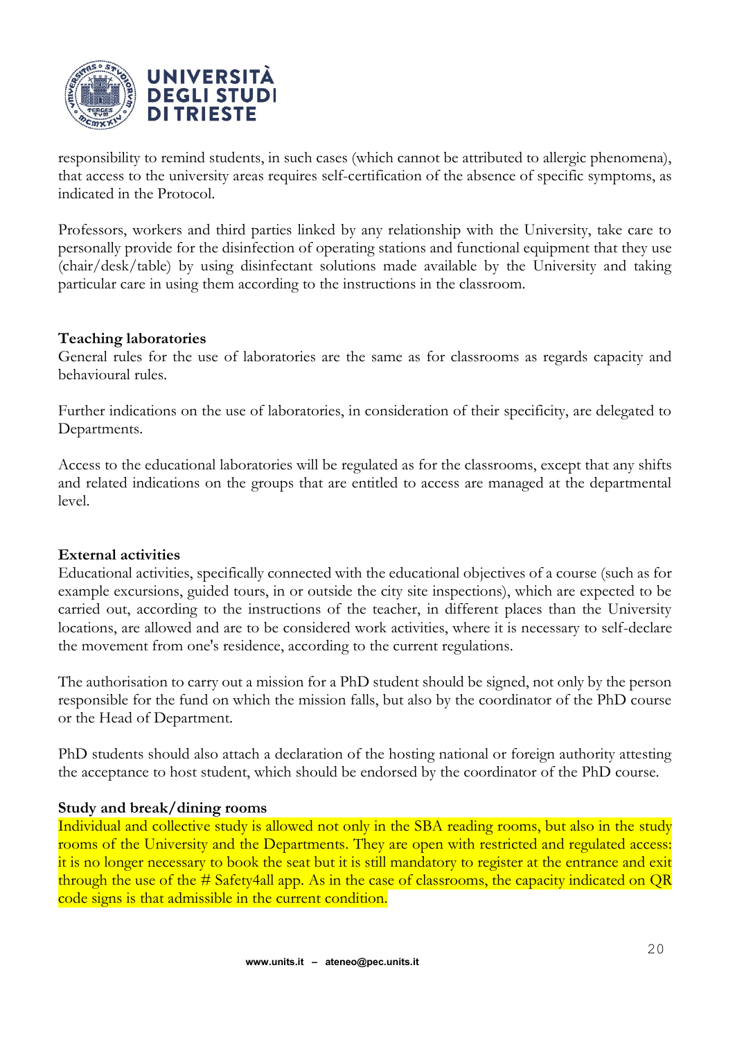responsibility to remind students, in such cases (which cannot be attributed to allergic phenomena), that access to the university areas requires self-certification of the absence of specific symptoms, as indicated in the Protocol.

Professors, workers and third parties linked by any relationship with the University, take care to personally provide for the disinfection of operating stations and functional equipment that they use (chair/desk/table) by using disinfectant solutions made available by the University and taking particular care in using them according to the instructions in the classroom.

**Teaching laboratories**

General rules for the use of laboratories are the same as for classrooms as regards capacity and behavioural rules.

Further indications on the use of laboratories, in consideration of their specificity, are delegated to Departments.

Access to the educational laboratories will be regulated as for the classrooms, except that any shifts and related indications on the groups that are entitled to access are managed at the departmental level.

**External activities**

Educational activities, specifically connected with the educational objectives of a course (such as for example excursions, guided tours, in or outside the city site inspections), which are expected to be carried out, according to the instructions of the teacher, in different places than the University locations, are allowed and are to be considered work activities, where it is necessary to self-declare the movement from one's residence, according to the current regulations.

The authorisation to carry out a mission for a PhD student should be signed, not only by the person responsible for the fund on which the mission falls, but also by the coordinator of the PhD course or the Head of Department.

PhD students should also attach a declaration of the hosting national or foreign authority attesting the acceptance to host student, which should be endorsed by the coordinator of the PhD course.

**Study and break/dining rooms**

Individual and collective study is allowed not only in the SBA reading rooms, but also in the study rooms of the University and the Departments. They are open with restricted and regulated access: it is no longer necessary to book the seat but it is still mandatory to register at the entrance and exit through the use of the # Safety4all app. As in the case of classrooms, the capacity indicated on QR code signs is that admissible in the current condition.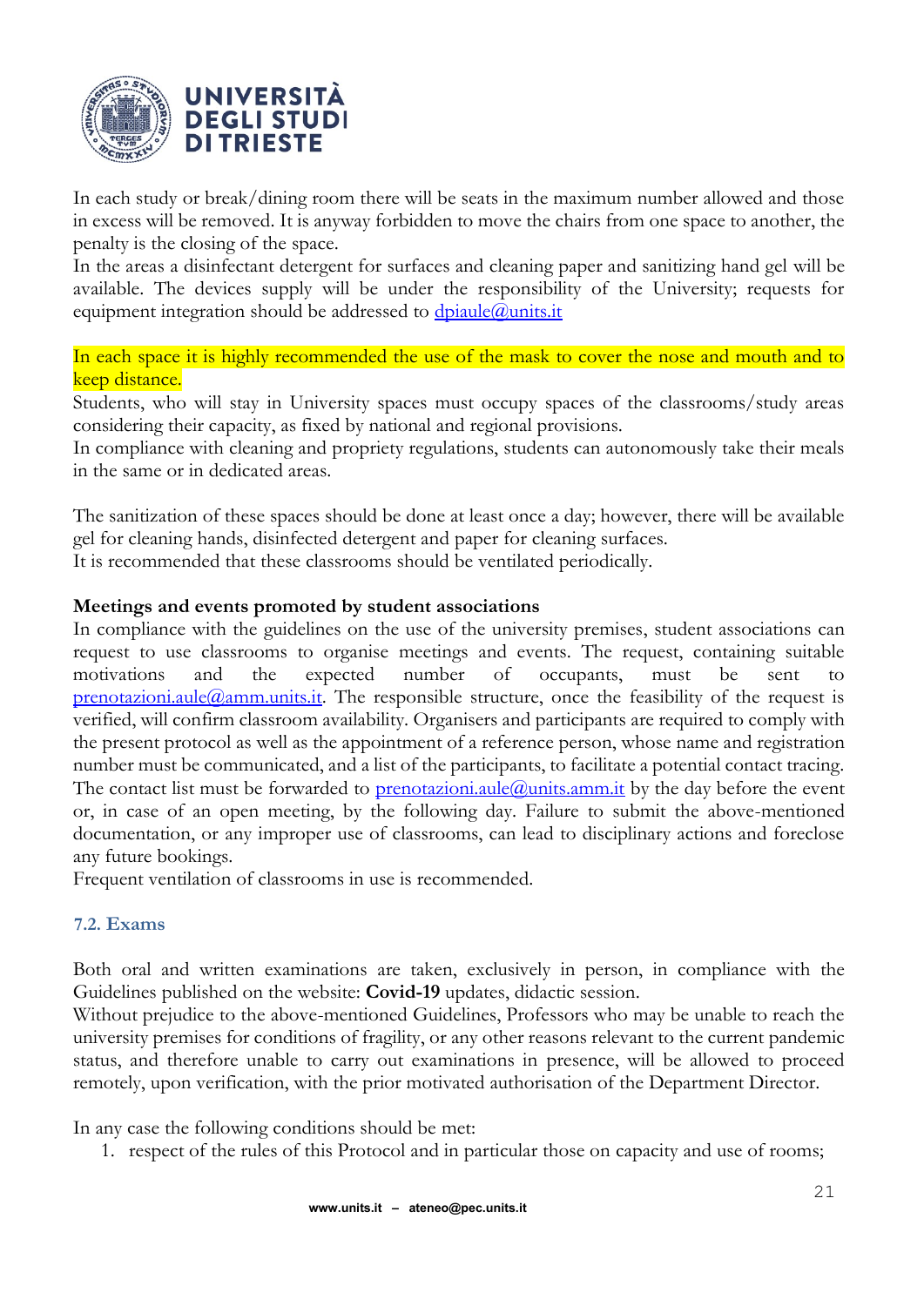In each study or break/dining room there will be seats in the maximum number allowed and those in excess will be removed. It is anyway forbidden to move the chairs from one space to another, the penalty is the closing of the space.
In the areas a disinfectant detergent for surfaces and cleaning paper and sanitizing hand gel will be available. The devices supply will be under the responsibility of the University; requests for equipment integration should be addressed to dpiaule@units.it

In each space it is highly recommended the use of the mask to cover the nose and mouth and to keep distance.
Students, who will stay in University spaces must occupy spaces of the classrooms/study areas considering their capacity, as fixed by national and regional provisions.
In compliance with cleaning and propriety regulations, students can autonomously take their meals in the same or in dedicated areas.

The sanitization of these spaces should be done at least once a day; however, there will be available gel for cleaning hands, disinfected detergent and paper for cleaning surfaces.
It is recommended that these classrooms should be ventilated periodically.

**Meetings and events promoted by student associations**
In compliance with the guidelines on the use of the university premises, student associations can request to use classrooms to organise meetings and events. The request, containing suitable motivations and the expected number of occupants, must be sent to prenotazioni.aule@amm.units.it. The responsible structure, once the feasibility of the request is verified, will confirm classroom availability. Organisers and participants are required to comply with the present protocol as well as the appointment of a reference person, whose name and registration number must be communicated, and a list of the participants, to facilitate a potential contact tracing. The contact list must be forwarded to prenotazioni.aule@units.amm.it by the day before the event or, in case of an open meeting, by the following day. Failure to submit the above-mentioned documentation, or any improper use of classrooms, can lead to disciplinary actions and foreclose any future bookings.
Frequent ventilation of classrooms in use is recommended.

### 7.2. Exams

Both oral and written examinations are taken, exclusively in person, in compliance with the Guidelines published on the website: **Covid-19** updates, didactic session.
Without prejudice to the above-mentioned Guidelines, Professors who may be unable to reach the university premises for conditions of fragility, or any other reasons relevant to the current pandemic status, and therefore unable to carry out examinations in presence, will be allowed to proceed remotely, upon verification, with the prior motivated authorisation of the Department Director.

In any case the following conditions should be met:

1. respect of the rules of this Protocol and in particular those on capacity and use of rooms;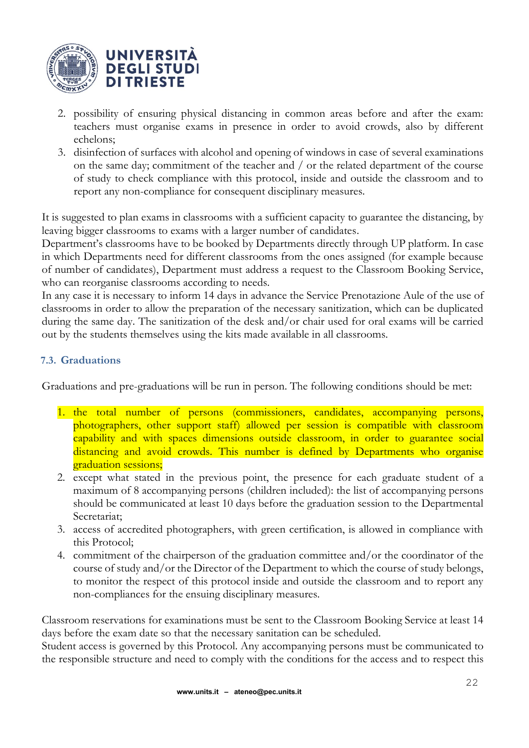2. possibility of ensuring physical distancing in common areas before and after the exam: teachers must organise exams in presence in order to avoid crowds, also by different echelons;
3. disinfection of surfaces with alcohol and opening of windows in case of several examinations on the same day; commitment of the teacher and / or the related department of the course of study to check compliance with this protocol, inside and outside the classroom and to report any non-compliance for consequent disciplinary measures.

It is suggested to plan exams in classrooms with a sufficient capacity to guarantee the distancing, by leaving bigger classrooms to exams with a larger number of candidates.
Department's classrooms have to be booked by Departments directly through UP platform. In case in which Departments need for different classrooms from the ones assigned (for example because of number of candidates), Department must address a request to the Classroom Booking Service, who can reorganise classrooms according to needs.
In any case it is necessary to inform 14 days in advance the Service Prenotazione Aule of the use of classrooms in order to allow the preparation of the necessary sanitization, which can be duplicated during the same day. The sanitization of the desk and/or chair used for oral exams will be carried out by the students themselves using the kits made available in all classrooms.

### 7.3. Graduations

Graduations and pre-graduations will be run in person. The following conditions should be met:

1. the total number of persons (commissioners, candidates, accompanying persons, photographers, other support staff) allowed per session is compatible with classroom capability and with spaces dimensions outside classroom, in order to guarantee social distancing and avoid crowds. This number is defined by Departments who organise graduation sessions;
2. except what stated in the previous point, the presence for each graduate student of a maximum of 8 accompanying persons (children included): the list of accompanying persons should be communicated at least 10 days before the graduation session to the Departmental Secretariat;
3. access of accredited photographers, with green certification, is allowed in compliance with this Protocol;
4. commitment of the chairperson of the graduation committee and/or the coordinator of the course of study and/or the Director of the Department to which the course of study belongs, to monitor the respect of this protocol inside and outside the classroom and to report any non-compliances for the ensuing disciplinary measures.

Classroom reservations for examinations must be sent to the Classroom Booking Service at least 14 days before the exam date so that the necessary sanitation can be scheduled.
Student access is governed by this Protocol. Any accompanying persons must be communicated to the responsible structure and need to comply with the conditions for the access and to respect this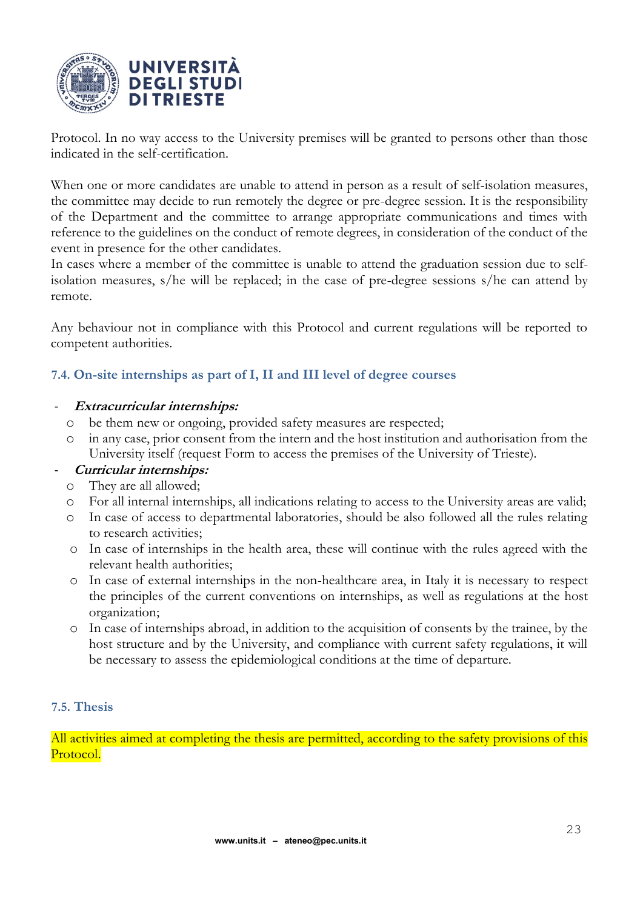Protocol. In no way access to the University premises will be granted to persons other than those indicated in the self-certification.

When one or more candidates are unable to attend in person as a result of self-isolation measures, the committee may decide to run remotely the degree or pre-degree session. It is the responsibility of the Department and the committee to arrange appropriate communications and times with reference to the guidelines on the conduct of remote degrees, in consideration of the conduct of the event in presence for the other candidates.
In cases where a member of the committee is unable to attend the graduation session due to self-isolation measures, s/he will be replaced; in the case of pre-degree sessions s/he can attend by remote.

Any behaviour not in compliance with this Protocol and current regulations will be reported to competent authorities.

### 7.4. On-site internships as part of I, II and III level of degree courses

- ***Extracurricular internships:***
  - be them new or ongoing, provided safety measures are respected;
  - in any case, prior consent from the intern and the host institution and authorisation from the University itself (request Form to access the premises of the University of Trieste).
- ***Curricular internships:***
  - They are all allowed;
  - For all internal internships, all indications relating to access to the University areas are valid;
  - In case of access to departmental laboratories, should be also followed all the rules relating to research activities;
  - In case of internships in the health area, these will continue with the rules agreed with the relevant health authorities;
  - In case of external internships in the non-healthcare area, in Italy it is necessary to respect the principles of the current conventions on internships, as well as regulations at the host organization;
  - In case of internships abroad, in addition to the acquisition of consents by the trainee, by the host structure and by the University, and compliance with current safety regulations, it will be necessary to assess the epidemiological conditions at the time of departure.

### 7.5. Thesis

All activities aimed at completing the thesis are permitted, according to the safety provisions of this Protocol.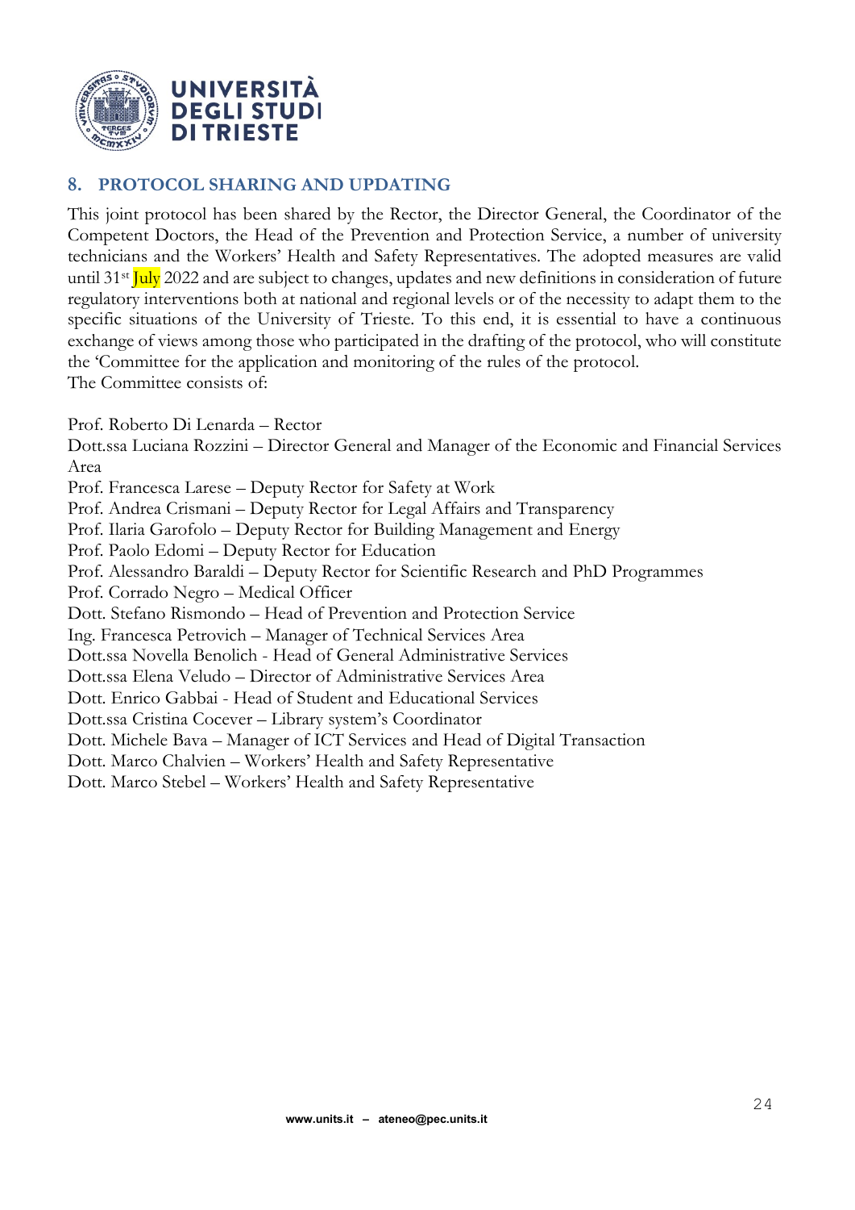## 8. PROTOCOL SHARING AND UPDATING

This joint protocol has been shared by the Rector, the Director General, the Coordinator of the Competent Doctors, the Head of the Prevention and Protection Service, a number of university technicians and the Workers' Health and Safety Representatives. The adopted measures are valid until 31st July 2022 and are subject to changes, updates and new definitions in consideration of future regulatory interventions both at national and regional levels or of the necessity to adapt them to the specific situations of the University of Trieste. To this end, it is essential to have a continuous exchange of views among those who participated in the drafting of the protocol, who will constitute the 'Committee for the application and monitoring of the rules of the protocol.
The Committee consists of:

Prof. Roberto Di Lenarda – Rector
Dott.ssa Luciana Rozzini – Director General and Manager of the Economic and Financial Services Area
Prof. Francesca Larese – Deputy Rector for Safety at Work
Prof. Andrea Crismani – Deputy Rector for Legal Affairs and Transparency
Prof. Ilaria Garofolo – Deputy Rector for Building Management and Energy
Prof. Paolo Edomi – Deputy Rector for Education
Prof. Alessandro Baraldi – Deputy Rector for Scientific Research and PhD Programmes
Prof. Corrado Negro – Medical Officer
Dott. Stefano Rismondo – Head of Prevention and Protection Service
Ing. Francesca Petrovich – Manager of Technical Services Area
Dott.ssa Novella Benolich - Head of General Administrative Services
Dott.ssa Elena Veludo – Director of Administrative Services Area
Dott. Enrico Gabbai - Head of Student and Educational Services
Dott.ssa Cristina Cocever – Library system's Coordinator
Dott. Michele Bava – Manager of ICT Services and Head of Digital Transaction
Dott. Marco Chalvien – Workers' Health and Safety Representative
Dott. Marco Stebel – Workers' Health and Safety Representative